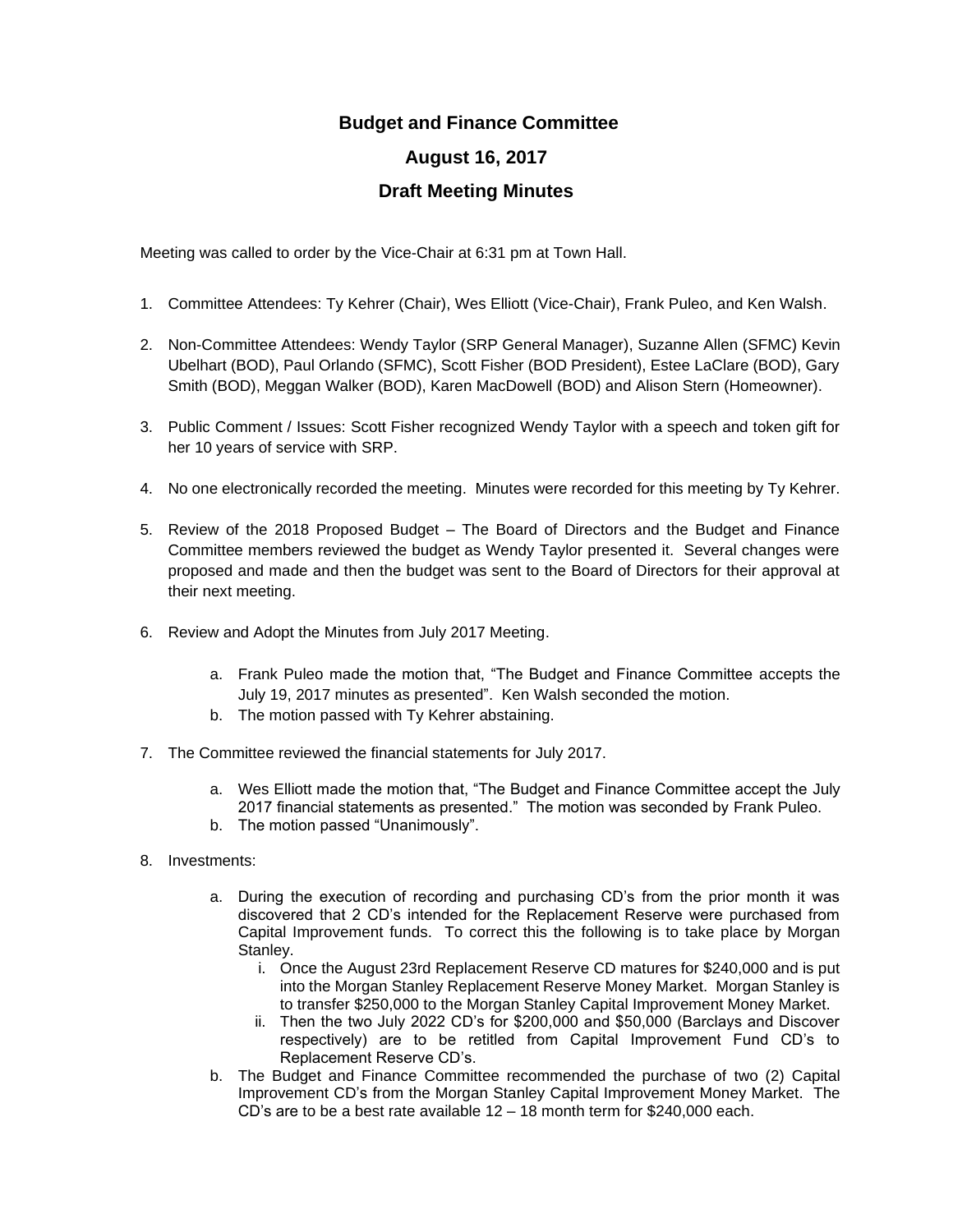# Budget and Finance Committee

## August 16, 2017

## Draft Meeting Minutes

Meeting was called to order by the Vice-Chair at 6:31 pm at Town Hall.

1. Committee Attendees: Ty Kehrer (Chair), Wes Elliott (Vice-Chair), Frank Puleo, and Ken Walsh.

2. Non-Committee Attendees: Wendy Taylor (SRP General Manager), Suzanne Allen (SFMC) Kevin Ubelhart (BOD), Paul Orlando (SFMC), Scott Fisher (BOD President), Estee LaClare (BOD), Gary Smith (BOD), Meggan Walker (BOD), Karen MacDowell (BOD) and Alison Stern (Homeowner).

3. Public Comment / Issues: Scott Fisher recognized Wendy Taylor with a speech and token gift for her 10 years of service with SRP.

4. No one electronically recorded the meeting. Minutes were recorded for this meeting by Ty Kehrer.

5. Review of the 2018 Proposed Budget – The Board of Directors and the Budget and Finance Committee members reviewed the budget as Wendy Taylor presented it. Several changes were proposed and made and then the budget was sent to the Board of Directors for their approval at their next meeting.

6. Review and Adopt the Minutes from July 2017 Meeting.

   a. Frank Puleo made the motion that, "The Budget and Finance Committee accepts the July 19, 2017 minutes as presented". Ken Walsh seconded the motion.
   b. The motion passed with Ty Kehrer abstaining.

7. The Committee reviewed the financial statements for July 2017.

   a. Wes Elliott made the motion that, "The Budget and Finance Committee accept the July 2017 financial statements as presented." The motion was seconded by Frank Puleo.
   b. The motion passed "Unanimously".

8. Investments:

   a. During the execution of recording and purchasing CD's from the prior month it was discovered that 2 CD's intended for the Replacement Reserve were purchased from Capital Improvement funds. To correct this the following is to take place by Morgan Stanley.
      i. Once the August 23rd Replacement Reserve CD matures for $240,000 and is put into the Morgan Stanley Replacement Reserve Money Market. Morgan Stanley is to transfer $250,000 to the Morgan Stanley Capital Improvement Money Market.
      ii. Then the two July 2022 CD's for $200,000 and $50,000 (Barclays and Discover respectively) are to be retitled from Capital Improvement Fund CD's to Replacement Reserve CD's.
   b. The Budget and Finance Committee recommended the purchase of two (2) Capital Improvement CD's from the Morgan Stanley Capital Improvement Money Market. The CD's are to be a best rate available 12 – 18 month term for $240,000 each.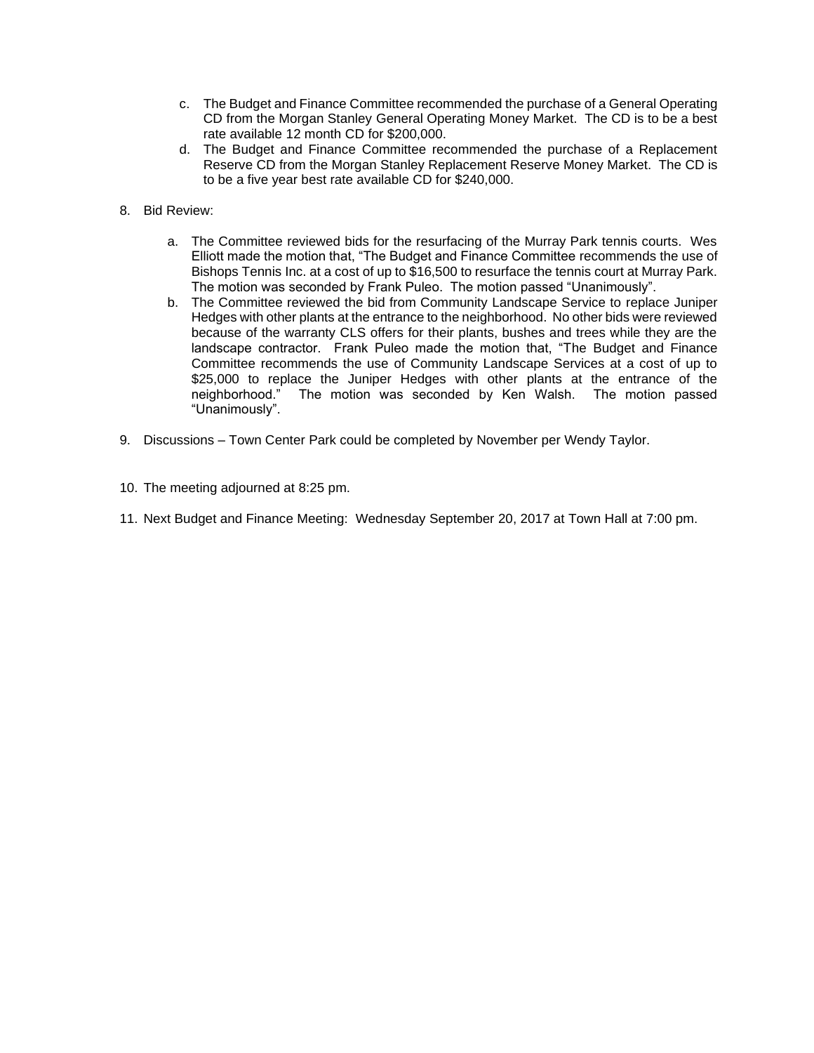c. The Budget and Finance Committee recommended the purchase of a General Operating CD from the Morgan Stanley General Operating Money Market. The CD is to be a best rate available 12 month CD for $200,000.

d. The Budget and Finance Committee recommended the purchase of a Replacement Reserve CD from the Morgan Stanley Replacement Reserve Money Market. The CD is to be a five year best rate available CD for $240,000.

8. Bid Review:

   a. The Committee reviewed bids for the resurfacing of the Murray Park tennis courts. Wes Elliott made the motion that, "The Budget and Finance Committee recommends the use of Bishops Tennis Inc. at a cost of up to $16,500 to resurface the tennis court at Murray Park. The motion was seconded by Frank Puleo. The motion passed "Unanimously".

   b. The Committee reviewed the bid from Community Landscape Service to replace Juniper Hedges with other plants at the entrance to the neighborhood. No other bids were reviewed because of the warranty CLS offers for their plants, bushes and trees while they are the landscape contractor. Frank Puleo made the motion that, "The Budget and Finance Committee recommends the use of Community Landscape Services at a cost of up to $25,000 to replace the Juniper Hedges with other plants at the entrance of the neighborhood." The motion was seconded by Ken Walsh. The motion passed "Unanimously".

9. Discussions – Town Center Park could be completed by November per Wendy Taylor.

10. The meeting adjourned at 8:25 pm.

11. Next Budget and Finance Meeting: Wednesday September 20, 2017 at Town Hall at 7:00 pm.